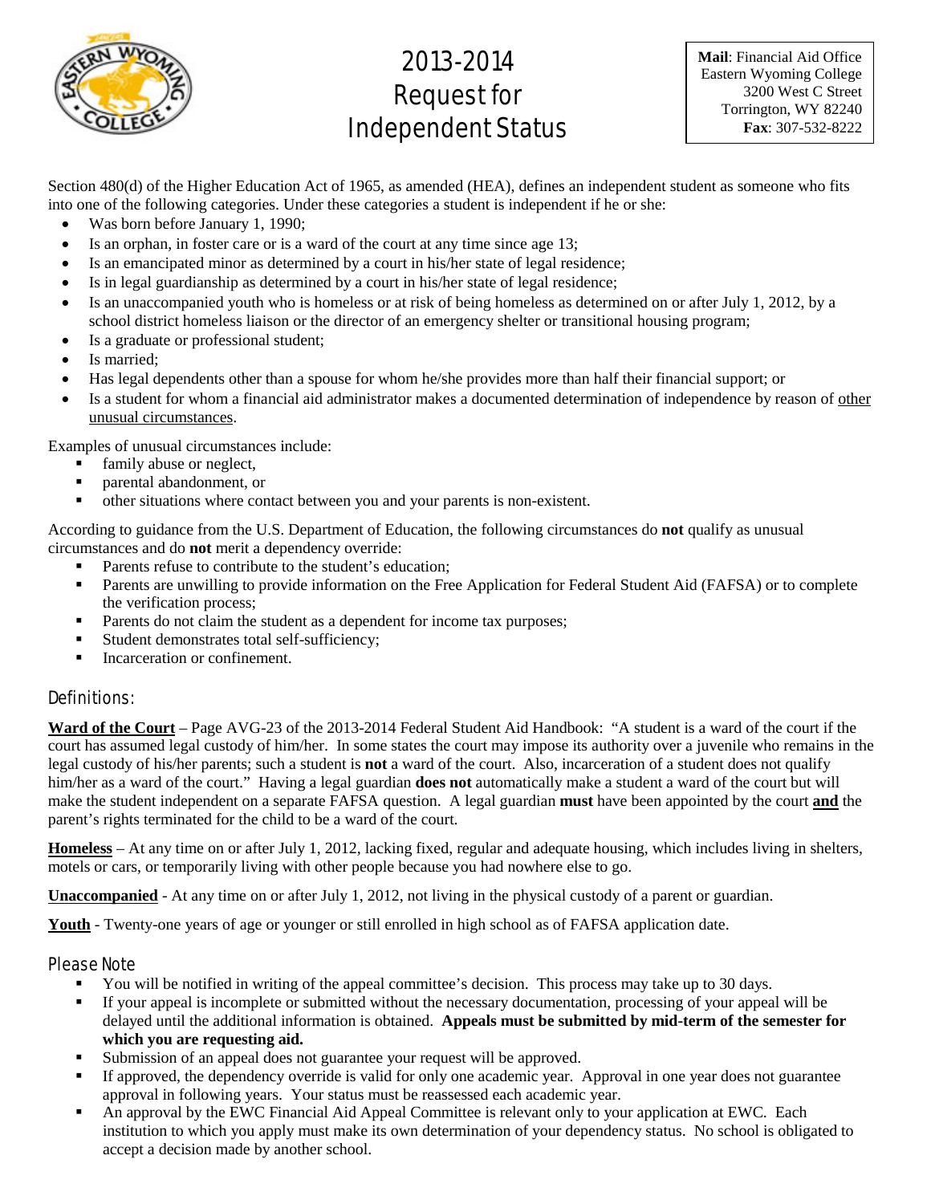# 2013-2014 Request for Independent Status

**Mail**: Financial Aid Office
Eastern Wyoming College
3200 West C Street
Torrington, WY 82240
**Fax**: 307-532-8222

Section 480(d) of the Higher Education Act of 1965, as amended (HEA), defines an independent student as someone who fits into one of the following categories. Under these categories a student is independent if he or she:

- Was born before January 1, 1990;
- Is an orphan, in foster care or is a ward of the court at any time since age 13;
- Is an emancipated minor as determined by a court in his/her state of legal residence;
- Is in legal guardianship as determined by a court in his/her state of legal residence;
- Is an unaccompanied youth who is homeless or at risk of being homeless as determined on or after July 1, 2012, by a school district homeless liaison or the director of an emergency shelter or transitional housing program;
- Is a graduate or professional student;
- Is married;
- Has legal dependents other than a spouse for whom he/she provides more than half their financial support; or
- Is a student for whom a financial aid administrator makes a documented determination of independence by reason of other unusual circumstances.

Examples of unusual circumstances include:

- family abuse or neglect,
- parental abandonment, or
- other situations where contact between you and your parents is non-existent.

According to guidance from the U.S. Department of Education, the following circumstances do **not** qualify as unusual circumstances and do **not** merit a dependency override:

- Parents refuse to contribute to the student's education;
- Parents are unwilling to provide information on the Free Application for Federal Student Aid (FAFSA) or to complete the verification process;
- Parents do not claim the student as a dependent for income tax purposes;
- Student demonstrates total self-sufficiency;
- Incarceration or confinement.

## Definitions:

**Ward of the Court** – Page AVG-23 of the 2013-2014 Federal Student Aid Handbook: "A student is a ward of the court if the court has assumed legal custody of him/her. In some states the court may impose its authority over a juvenile who remains in the legal custody of his/her parents; such a student is **not** a ward of the court. Also, incarceration of a student does not qualify him/her as a ward of the court." Having a legal guardian **does not** automatically make a student a ward of the court but will make the student independent on a separate FAFSA question. A legal guardian **must** have been appointed by the court **and** the parent's rights terminated for the child to be a ward of the court.

**Homeless** – At any time on or after July 1, 2012, lacking fixed, regular and adequate housing, which includes living in shelters, motels or cars, or temporarily living with other people because you had nowhere else to go.

**Unaccompanied** - At any time on or after July 1, 2012, not living in the physical custody of a parent or guardian.

**Youth** - Twenty-one years of age or younger or still enrolled in high school as of FAFSA application date.

## Please Note

- You will be notified in writing of the appeal committee's decision. This process may take up to 30 days.
- If your appeal is incomplete or submitted without the necessary documentation, processing of your appeal will be delayed until the additional information is obtained. **Appeals must be submitted by mid-term of the semester for which you are requesting aid.**
- Submission of an appeal does not guarantee your request will be approved.
- If approved, the dependency override is valid for only one academic year. Approval in one year does not guarantee approval in following years. Your status must be reassessed each academic year.
- An approval by the EWC Financial Aid Appeal Committee is relevant only to your application at EWC. Each institution to which you apply must make its own determination of your dependency status. No school is obligated to accept a decision made by another school.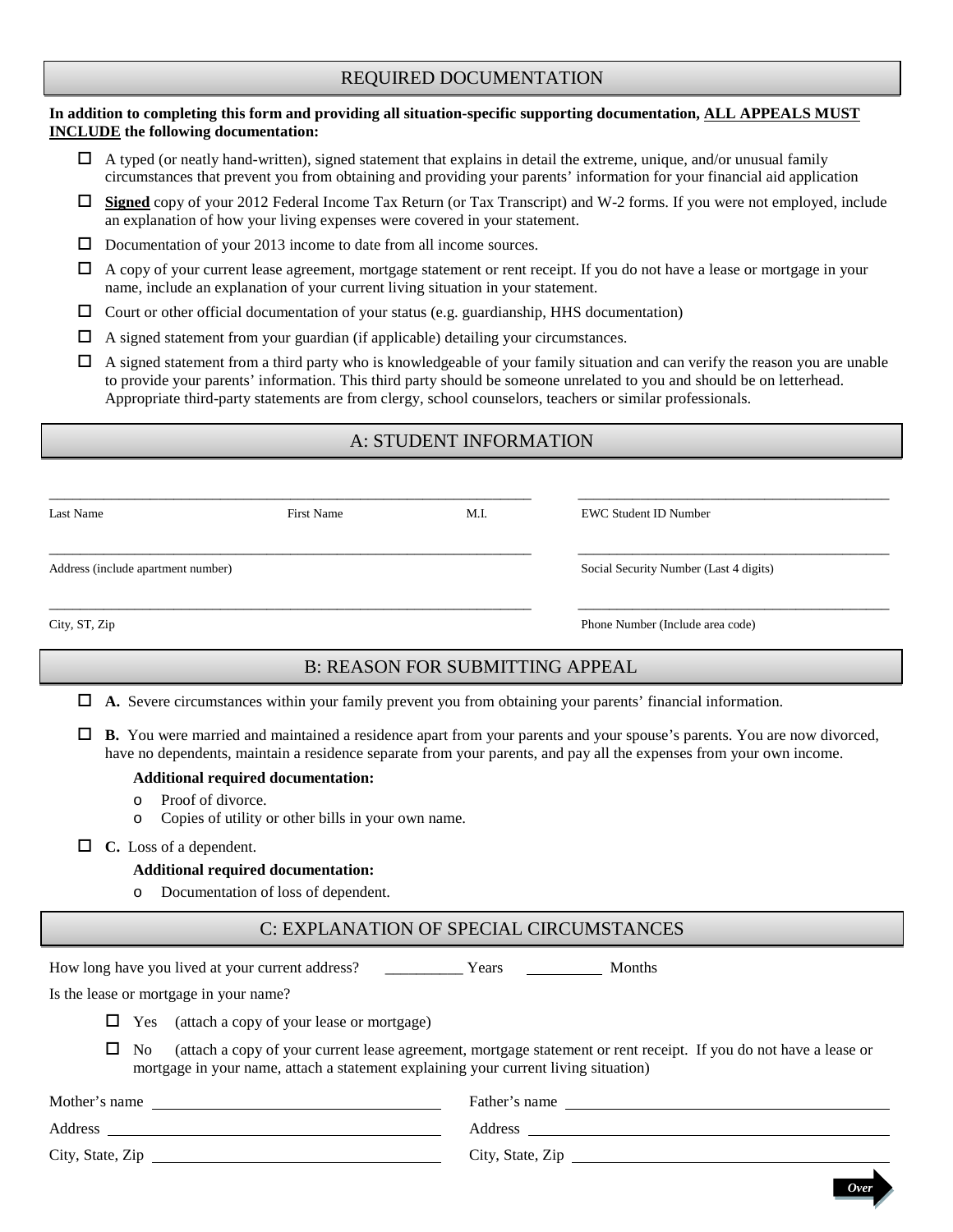## REQUIRED DOCUMENTATION

**In addition to completing this form and providing all situation-specific supporting documentation, <u>ALL APPEALS MUST INCLUDE</u> the following documentation:**

- ☐ A typed (or neatly hand-written), signed statement that explains in detail the extreme, unique, and/or unusual family circumstances that prevent you from obtaining and providing your parents' information for your financial aid application
- ☐ **<u>Signed</u>** copy of your 2012 Federal Income Tax Return (or Tax Transcript) and W-2 forms. If you were not employed, include an explanation of how your living expenses were covered in your statement.
- ☐ Documentation of your 2013 income to date from all income sources.
- ☐ A copy of your current lease agreement, mortgage statement or rent receipt. If you do not have a lease or mortgage in your name, include an explanation of your current living situation in your statement.
- ☐ Court or other official documentation of your status (e.g. guardianship, HHS documentation)
- ☐ A signed statement from your guardian (if applicable) detailing your circumstances.
- ☐ A signed statement from a third party who is knowledgeable of your family situation and can verify the reason you are unable to provide your parents' information. This third party should be someone unrelated to you and should be on letterhead. Appropriate third-party statements are from clergy, school counselors, teachers or similar professionals.

## A: STUDENT INFORMATION

| | | | |
|---|---|---|---|
| Last Name | First Name | M.I. | EWC Student ID Number |
| Address (include apartment number) | | | Social Security Number (Last 4 digits) |
| City, ST, Zip | | | Phone Number (Include area code) |

## B: REASON FOR SUBMITTING APPEAL

- ☐ **A.** Severe circumstances within your family prevent you from obtaining your parents' financial information.
- ☐ **B.** You were married and maintained a residence apart from your parents and your spouse's parents. You are now divorced, have no dependents, maintain a residence separate from your parents, and pay all the expenses from your own income.

  **Additional required documentation:**
  - Proof of divorce.
  - Copies of utility or other bills in your own name.
- ☐ **C.** Loss of a dependent.

  **Additional required documentation:**
  - Documentation of loss of dependent.

## C: EXPLANATION OF SPECIAL CIRCUMSTANCES

How long have you lived at your current address? __________ Years __________ Months

Is the lease or mortgage in your name?

- ☐ Yes (attach a copy of your lease or mortgage)
- ☐ No (attach a copy of your current lease agreement, mortgage statement or rent receipt. If you do not have a lease or mortgage in your name, attach a statement explaining your current living situation)

| | |
|---|---|
| Mother's name ______________________ | Father's name ______________________ |
| Address ______________________ | Address ______________________ |
| City, State, Zip ______________________ | City, State, Zip ______________________ |

*Over*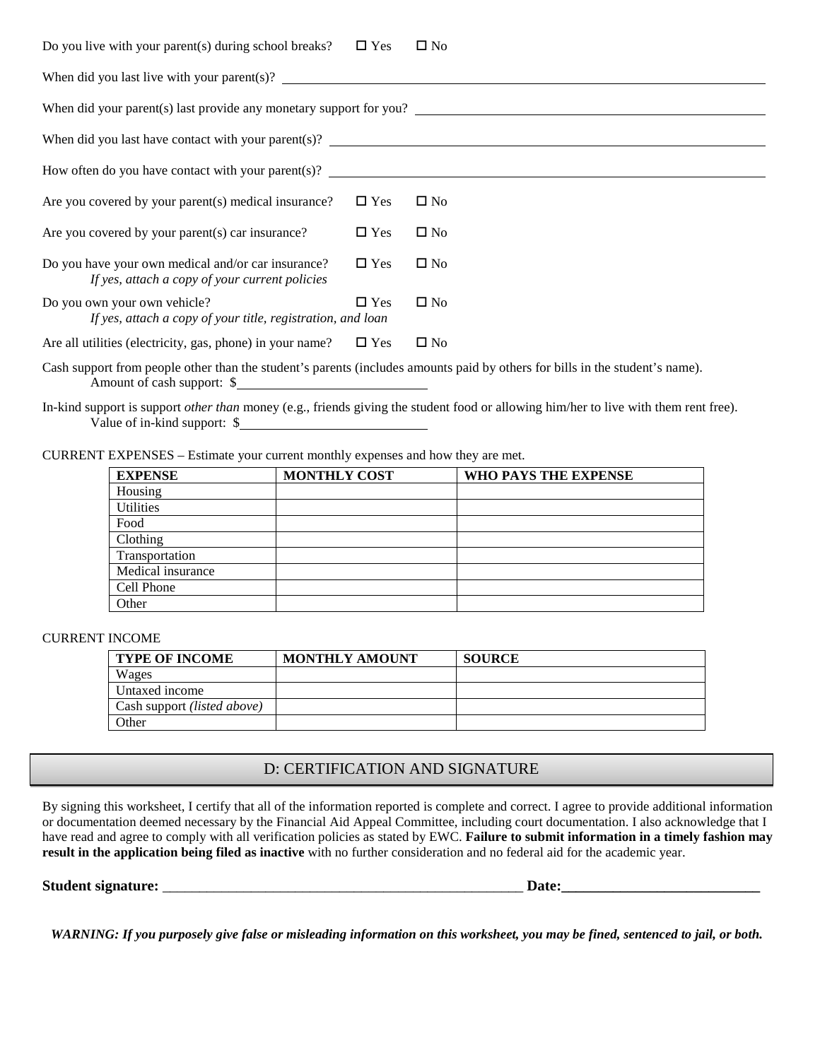Do you live with your parent(s) during school breaks? ☐ Yes ☐ No

When did you last live with your parent(s)? ______________________________

When did your parent(s) last provide any monetary support for you? ______________________________

When did you last have contact with your parent(s)? ______________________________

How often do you have contact with your parent(s)? ______________________________

Are you covered by your parent(s) medical insurance? ☐ Yes ☐ No

Are you covered by your parent(s) car insurance? ☐ Yes ☐ No

Do you have your own medical and/or car insurance? ☐ Yes ☐ No
*If yes, attach a copy of your current policies*

Do you own your own vehicle? ☐ Yes ☐ No
*If yes, attach a copy of your title, registration, and loan*

Are all utilities (electricity, gas, phone) in your name? ☐ Yes ☐ No

Cash support from people other than the student's parents (includes amounts paid by others for bills in the student's name).
Amount of cash support: $______________________

In-kind support is support *other than* money (e.g., friends giving the student food or allowing him/her to live with them rent free).
Value of in-kind support: $______________________

CURRENT EXPENSES – Estimate your current monthly expenses and how they are met.

| EXPENSE | MONTHLY COST | WHO PAYS THE EXPENSE |
|---|---|---|
| Housing | | |
| Utilities | | |
| Food | | |
| Clothing | | |
| Transportation | | |
| Medical insurance | | |
| Cell Phone | | |
| Other | | |

CURRENT INCOME

| TYPE OF INCOME | MONTHLY AMOUNT | SOURCE |
|---|---|---|
| Wages | | |
| Untaxed income | | |
| Cash support *(listed above)* | | |
| Other | | |

## D: CERTIFICATION AND SIGNATURE

By signing this worksheet, I certify that all of the information reported is complete and correct. I agree to provide additional information or documentation deemed necessary by the Financial Aid Appeal Committee, including court documentation. I also acknowledge that I have read and agree to comply with all verification policies as stated by EWC. **Failure to submit information in a timely fashion may result in the application being filed as inactive** with no further consideration and no federal aid for the academic year.

**Student signature:** ______________________________ **Date:**______________________________

***WARNING: If you purposely give false or misleading information on this worksheet, you may be fined, sentenced to jail, or both.***